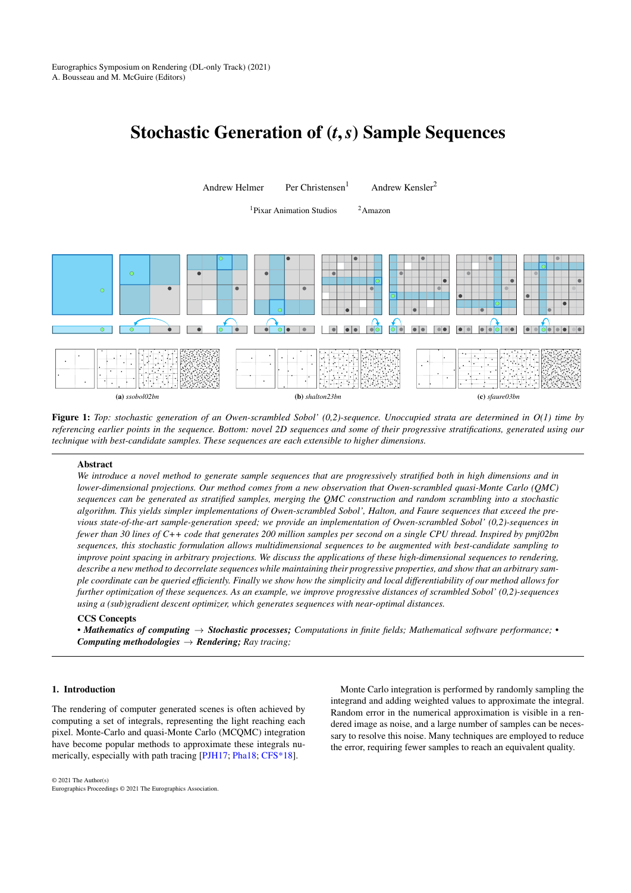# Stochastic Generation of $(t,s)$ Sample Sequences

Andrew Helmer  Per Christensen[1]  Andrew Kensler[2]

[1]Pixar Animation Studios  [2]Amazon

(a) *ssobol02bn*  (b) *shalton23bn*  (c) *sfaure03bn*

**Figure 1:** *Top: stochastic generation of an Owen-scrambled Sobol' (0,2)-sequence. Unoccupied strata are determined in O(1) time by referencing earlier points in the sequence. Bottom: novel 2D sequences and some of their progressive stratifications, generated using our technique with best-candidate samples. These sequences are each extensible to higher dimensions.*

## Abstract

*We introduce a novel method to generate sample sequences that are progressively stratified both in high dimensions and in lower-dimensional projections. Our method comes from a new observation that Owen-scrambled quasi-Monte Carlo (QMC) sequences can be generated as stratified samples, merging the QMC construction and random scrambling into a stochastic algorithm. This yields simpler implementations of Owen-scrambled Sobol', Halton, and Faure sequences that exceed the previous state-of-the-art sample-generation speed; we provide an implementation of Owen-scrambled Sobol' (0,2)-sequences in fewer than 30 lines of C++ code that generates 200 million samples per second on a single CPU thread. Inspired by pmj02bn sequences, this stochastic formulation allows multidimensional sequences to be augmented with best-candidate sampling to improve point spacing in arbitrary projections. We discuss the applications of these high-dimensional sequences to rendering, describe a new method to decorrelate sequences while maintaining their progressive properties, and show that an arbitrary sample coordinate can be queried efficiently. Finally we show how the simplicity and local differentiability of our method allows for further optimization of these sequences. As an example, we improve progressive distances of scrambled Sobol' (0,2)-sequences using a (sub)gradient descent optimizer, which generates sequences with near-optimal distances.*

### CCS Concepts

• ***Mathematics of computing*** → ***Stochastic processes;*** *Computations in finite fields; Mathematical software performance;* • ***Computing methodologies*** → ***Rendering;*** *Ray tracing;*

## 1. Introduction

The rendering of computer generated scenes is often achieved by computing a set of integrals, representing the light reaching each pixel. Monte-Carlo and quasi-Monte Carlo (MCQMC) integration have become popular methods to approximate these integrals numerically, especially with path tracing [PJH17; Pha18; CFS*18].

Monte Carlo integration is performed by randomly sampling the integrand and adding weighted values to approximate the integral. Random error in the numerical approximation is visible in a rendered image as noise, and a large number of samples can be necessary to resolve this noise. Many techniques are employed to reduce the error, requiring fewer samples to reach an equivalent quality.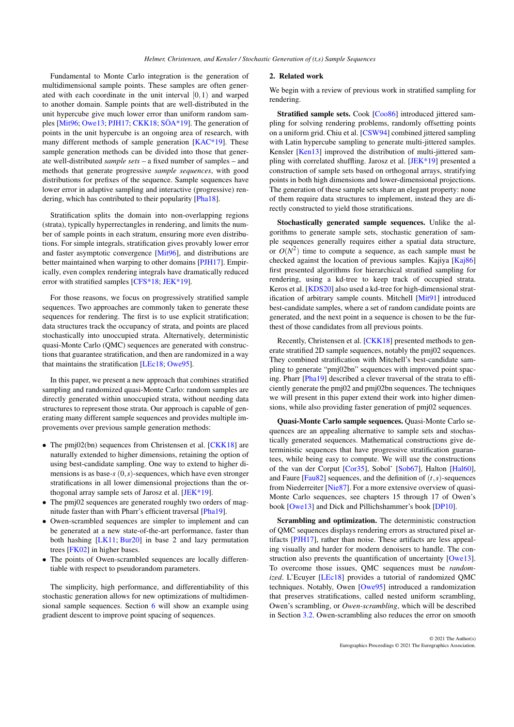Fundamental to Monte Carlo integration is the generation of multidimensional sample points. These samples are often generated with each coordinate in the unit interval $[0,1)$ and warped to another domain. Sample points that are well-distributed in the unit hypercube give much lower error than uniform random samples [Mit96; Owe13; PJH17; CKK18; SÖA*19]. The generation of points in the unit hypercube is an ongoing area of research, with many different methods of sample generation [KAC*19]. These sample generation methods can be divided into those that generate well-distributed *sample sets* – a fixed number of samples – and methods that generate progressive *sample sequences*, with good distributions for prefixes of the sequence. Sample sequences have lower error in adaptive sampling and interactive (progressive) rendering, which has contributed to their popularity [Pha18].

Stratification splits the domain into non-overlapping regions (strata), typically hyperrectangles in rendering, and limits the number of sample points in each stratum, ensuring more even distributions. For simple integrals, stratification gives provably lower error and faster asymptotic convergence [Mit96], and distributions are better maintained when warping to other domains [PJH17]. Empirically, even complex rendering integrals have dramatically reduced error with stratified samples [CFS*18; JEK*19].

For those reasons, we focus on progressively stratified sample sequences. Two approaches are commonly taken to generate these sequences for rendering. The first is to use explicit stratification; data structures track the occupancy of strata, and points are placed stochastically into unoccupied strata. Alternatively, deterministic quasi-Monte Carlo (QMC) sequences are generated with constructions that guarantee stratification, and then are randomized in a way that maintains the stratification [LEc18; Owe95].

In this paper, we present a new approach that combines stratified sampling and randomized quasi-Monte Carlo: random samples are directly generated within unoccupied strata, without needing data structures to represent those strata. Our approach is capable of generating many different sample sequences and provides multiple improvements over previous sample generation methods:

- The pmj02(bn) sequences from Christensen et al. [CKK18] are naturally extended to higher dimensions, retaining the option of using best-candidate sampling. One way to extend to higher dimensions is as base-$s$ $(0,s)$-sequences, which have even stronger stratifications in all lower dimensional projections than the orthogonal array sample sets of Jarosz et al. [JEK*19].
- The pmj02 sequences are generated roughly two orders of magnitude faster than with Pharr's efficient traversal [Pha19].
- Owen-scrambled sequences are simpler to implement and can be generated at a new state-of-the-art performance, faster than both hashing [LK11; Bur20] in base 2 and lazy permutation trees [FK02] in higher bases.
- The points of Owen-scrambled sequences are locally differentiable with respect to pseudorandom parameters.

The simplicity, high performance, and differentiability of this stochastic generation allows for new optimizations of multidimensional sample sequences. Section 6 will show an example using gradient descent to improve point spacing of sequences.

## 2. Related work

We begin with a review of previous work in stratified sampling for rendering.

**Stratified sample sets.** Cook [Coo86] introduced jittered sampling for solving rendering problems, randomly offsetting points on a uniform grid. Chiu et al. [CSW94] combined jittered sampling with Latin hypercube sampling to generate multi-jittered samples. Kensler [Ken13] improved the distribution of multi-jittered sampling with correlated shuffling. Jarosz et al. [JEK*19] presented a construction of sample sets based on orthogonal arrays, stratifying points in both high dimensions and lower-dimensional projections. The generation of these sample sets share an elegant property: none of them require data structures to implement, instead they are directly constructed to yield those stratifications.

**Stochastically generated sample sequences.** Unlike the algorithms to generate sample sets, stochastic generation of sample sequences generally requires either a spatial data structure, or $O(N^2)$ time to compute a sequence, as each sample must be checked against the location of previous samples. Kajiya [Kaj86] first presented algorithms for hierarchical stratified sampling for rendering, using a kd-tree to keep track of occupied strata. Keros et al. [KDS20] also used a kd-tree for high-dimensional stratification of arbitrary sample counts. Mitchell [Mit91] introduced best-candidate samples, where a set of random candidate points are generated, and the next point in a sequence is chosen to be the furthest of those candidates from all previous points.

Recently, Christensen et al. [CKK18] presented methods to generate stratified 2D sample sequences, notably the pmj02 sequences. They combined stratification with Mitchell's best-candidate sampling to generate "pmj02bn" sequences with improved point spacing. Pharr [Pha19] described a clever traversal of the strata to efficiently generate the pmj02 and pmj02bn sequences. The techniques we will present in this paper extend their work into higher dimensions, while also providing faster generation of pmj02 sequences.

**Quasi-Monte Carlo sample sequences.** Quasi-Monte Carlo sequences are an appealing alternative to sample sets and stochastically generated sequences. Mathematical constructions give deterministic sequences that have progressive stratification guarantees, while being easy to compute. We will use the constructions of the van der Corput [Cor35], Sobol' [Sob67], Halton [Hal60], and Faure [Fau82] sequences, and the definition of $(t,s)$-sequences from Niederreiter [Nie87]. For a more extensive overview of quasi-Monte Carlo sequences, see chapters 15 through 17 of Owen's book [Owe13] and Dick and Pillichshammer's book [DP10].

**Scrambling and optimization.** The deterministic construction of QMC sequences displays rendering errors as structured pixel artifacts [PJH17], rather than noise. These artifacts are less appealing visually and harder for modern denoisers to handle. The construction also prevents the quantification of uncertainty [Owe13]. To overcome those issues, QMC sequences must be *randomized*. L'Ecuyer [LEc18] provides a tutorial of randomized QMC techniques. Notably, Owen [Owe95] introduced a randomization that preserves stratifications, called nested uniform scrambling, Owen's scrambling, or *Owen-scrambling*, which will be described in Section 3.2. Owen-scrambling also reduces the error on smooth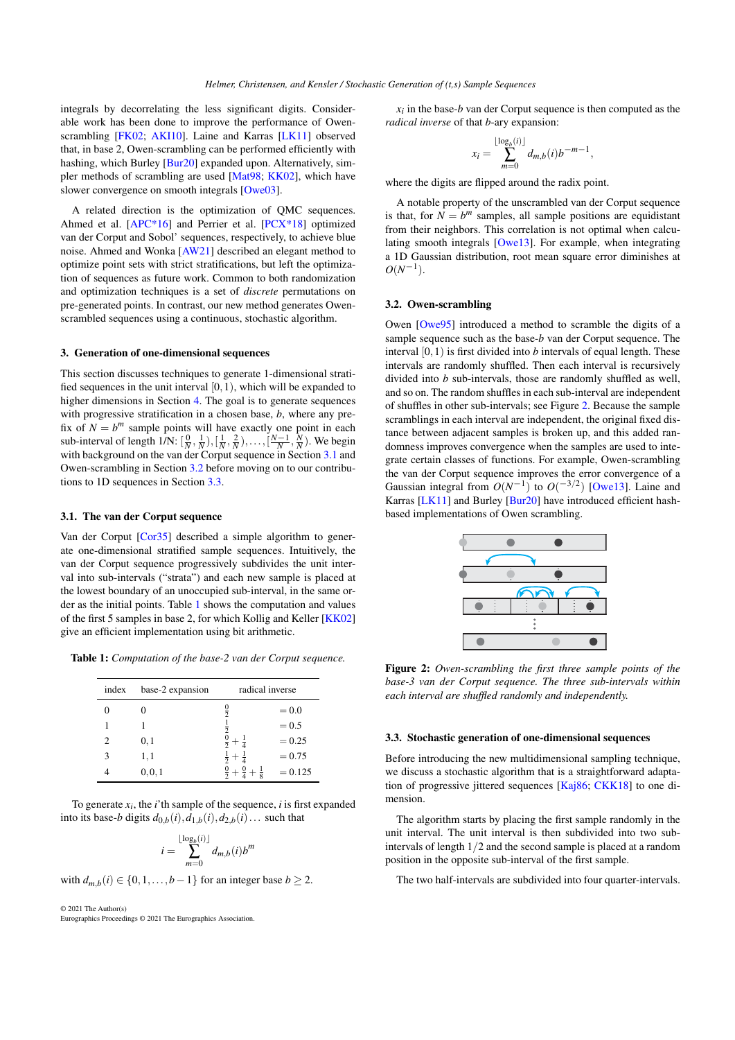integrals by decorrelating the less significant digits. Considerable work has been done to improve the performance of Owen-scrambling [FK02; AKI10]. Laine and Karras [LK11] observed that, in base 2, Owen-scrambling can be performed efficiently with hashing, which Burley [Bur20] expanded upon. Alternatively, simpler methods of scrambling are used [Mat98; KK02], which have slower convergence on smooth integrals [Owe03].

A related direction is the optimization of QMC sequences. Ahmed et al. [APC*16] and Perrier et al. [PCX*18] optimized van der Corput and Sobol' sequences, respectively, to achieve blue noise. Ahmed and Wonka [AW21] described an elegant method to optimize point sets with strict stratifications, but left the optimization of sequences as future work. Common to both randomization and optimization techniques is a set of *discrete* permutations on pre-generated points. In contrast, our new method generates Owen-scrambled sequences using a continuous, stochastic algorithm.

## 3. Generation of one-dimensional sequences

This section discusses techniques to generate 1-dimensional stratified sequences in the unit interval $[0,1)$, which will be expanded to higher dimensions in Section 4. The goal is to generate sequences with progressive stratification in a chosen base, $b$, where any prefix of $N = b^m$ sample points will have exactly one point in each sub-interval of length 1/N: $[\frac{0}{N}, \frac{1}{N}), [\frac{1}{N}, \frac{2}{N}), \ldots, [\frac{N-1}{N}, \frac{N}{N})$. We begin with background on the van der Corput sequence in Section 3.1 and Owen-scrambling in Section 3.2 before moving on to our contributions to 1D sequences in Section 3.3.

### 3.1. The van der Corput sequence

Van der Corput [Cor35] described a simple algorithm to generate one-dimensional stratified sample sequences. Intuitively, the van der Corput sequence progressively subdivides the unit interval into sub-intervals ("strata") and each new sample is placed at the lowest boundary of an unoccupied sub-interval, in the same order as the initial points. Table 1 shows the computation and values of the first 5 samples in base 2, for which Kollig and Keller [KK02] give an efficient implementation using bit arithmetic.

**Table 1:** *Computation of the base-2 van der Corput sequence.*

| index | base-2 expansion | radical inverse | |
|---|---|---|---|
| 0 | 0 | $\frac{0}{2}$ | $= 0.0$ |
| 1 | 1 | $\frac{1}{2}$ | $= 0.5$ |
| 2 | 0, 1 | $\frac{0}{2} + \frac{1}{4}$ | $= 0.25$ |
| 3 | 1, 1 | $\frac{1}{2} + \frac{1}{4}$ | $= 0.75$ |
| 4 | 0, 0, 1 | $\frac{0}{2} + \frac{0}{4} + \frac{1}{8}$ | $= 0.125$ |

To generate $x_i$, the $i$'th sample of the sequence, $i$ is first expanded into its base-$b$ digits $d_{0,b}(i), d_{1,b}(i), d_{2,b}(i) \ldots$ such that

$$i = \sum_{m=0}^{\lfloor \log_b(i) \rfloor} d_{m,b}(i) b^m$$

with $d_{m,b}(i) \in \{0, 1, \ldots, b-1\}$ for an integer base $b \geq 2$.

$x_i$ in the base-$b$ van der Corput sequence is then computed as the *radical inverse* of that $b$-ary expansion:

$$x_i = \sum_{m=0}^{\lfloor \log_b(i) \rfloor} d_{m,b}(i) b^{-m-1},$$

where the digits are flipped around the radix point.

A notable property of the unscrambled van der Corput sequence is that, for $N = b^m$ samples, all sample positions are equidistant from their neighbors. This correlation is not optimal when calculating smooth integrals [Owe13]. For example, when integrating a 1D Gaussian distribution, root mean square error diminishes at $O(N^{-1})$.

### 3.2. Owen-scrambling

Owen [Owe95] introduced a method to scramble the digits of a sample sequence such as the base-$b$ van der Corput sequence. The interval $[0,1)$ is first divided into $b$ intervals of equal length. These intervals are randomly shuffled. Then each interval is recursively divided into $b$ sub-intervals, those are randomly shuffled as well, and so on. The random shuffles in each sub-interval are independent of shuffles in other sub-intervals; see Figure 2. Because the sample scramblings in each interval are independent, the original fixed distance between adjacent samples is broken up, and this added randomness improves convergence when the samples are used to integrate certain classes of functions. For example, Owen-scrambling the van der Corput sequence improves the error convergence of a Gaussian integral from $O(N^{-1})$ to $O(^{-3/2})$ [Owe13]. Laine and Karras [LK11] and Burley [Bur20] have introduced efficient hash-based implementations of Owen scrambling.

**Figure 2:** *Owen-scrambling the first three sample points of the base-3 van der Corput sequence. The three sub-intervals within each interval are shuffled randomly and independently.*

### 3.3. Stochastic generation of one-dimensional sequences

Before introducing the new multidimensional sampling technique, we discuss a stochastic algorithm that is a straightforward adaptation of progressive jittered sequences [Kaj86; CKK18] to one dimension.

The algorithm starts by placing the first sample randomly in the unit interval. The unit interval is then subdivided into two sub-intervals of length 1/2 and the second sample is placed at a random position in the opposite sub-interval of the first sample.

The two half-intervals are subdivided into four quarter-intervals.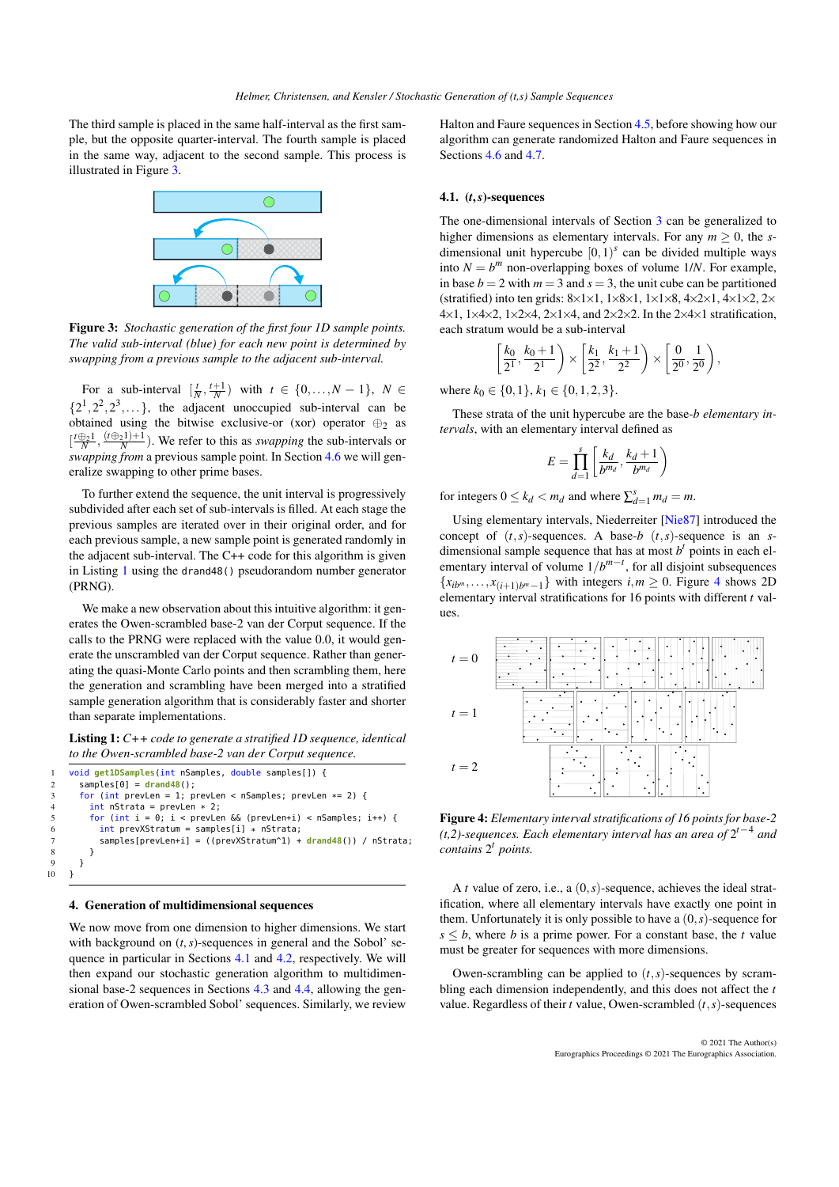The third sample is placed in the same half-interval as the first sample, but the opposite quarter-interval. The fourth sample is placed in the same way, adjacent to the second sample. This process is illustrated in Figure 3.

**Figure 3:** *Stochastic generation of the first four 1D sample points. The valid sub-interval (blue) for each new point is determined by swapping from a previous sample to the adjacent sub-interval.*

For a sub-interval $[\frac{t}{N}, \frac{t+1}{N})$ with $t \in \{0, \ldots, N-1\}$, $N \in \{2^1, 2^2, 2^3, \ldots\}$, the adjacent unoccupied sub-interval can be obtained using the bitwise exclusive-or (xor) operator $\oplus_2$ as $[\frac{t \oplus_2 1}{N}, \frac{(t \oplus_2 1)+1}{N})$. We refer to this as *swapping* the sub-intervals or *swapping from* a previous sample point. In Section 4.6 we will generalize swapping to other prime bases.

To further extend the sequence, the unit interval is progressively subdivided after each set of sub-intervals is filled. At each stage the previous samples are iterated over in their original order, and for each previous sample, a new sample point is generated randomly in the adjacent sub-interval. The C++ code for this algorithm is given in Listing 1 using the `drand48()` pseudorandom number generator (PRNG).

We make a new observation about this intuitive algorithm: it generates the Owen-scrambled base-2 van der Corput sequence. If the calls to the PRNG were replaced with the value 0.0, it would generate the unscrambled van der Corput sequence. Rather than generating the quasi-Monte Carlo points and then scrambling them, here the generation and scrambling have been merged into a stratified sample generation algorithm that is considerably faster and shorter than separate implementations.

**Listing 1:** *C++ code to generate a stratified 1D sequence, identical to the Owen-scrambled base-2 van der Corput sequence.*

```
void get1DSamples(int nSamples, double samples[]) {
  samples[0] = drand48();
  for (int prevLen = 1; prevLen < nSamples; prevLen *= 2) {
    int nStrata = prevLen * 2;
    for (int i = 0; i < prevLen && (prevLen+i) < nSamples; i++) {
      int prevXStratum = samples[i] * nStrata;
      samples[prevLen+i] = ((prevXStratum^1) + drand48()) / nStrata;
    }
  }
}
```

## 4. Generation of multidimensional sequences

We now move from one dimension to higher dimensions. We start with background on $(t,s)$-sequences in general and the Sobol' sequence in particular in Sections 4.1 and 4.2, respectively. We will then expand our stochastic generation algorithm to multidimensional base-2 sequences in Sections 4.3 and 4.4, allowing the generation of Owen-scrambled Sobol' sequences. Similarly, we review Halton and Faure sequences in Section 4.5, before showing how our algorithm can generate randomized Halton and Faure sequences in Sections 4.6 and 4.7.

### 4.1. $(t,s)$-sequences

The one-dimensional intervals of Section 3 can be generalized to higher dimensions as elementary intervals. For any $m \geq 0$, the $s$-dimensional unit hypercube $[0,1)^s$ can be divided multiple ways into $N = b^m$ non-overlapping boxes of volume $1/N$. For example, in base $b = 2$ with $m = 3$ and $s = 3$, the unit cube can be partitioned (stratified) into ten grids: 8×1×1, 1×8×1, 1×1×8, 4×2×1, 4×1×2, 2×4×1, 1×4×2, 2×1×4, 1×2×4, and 2×2×2. In the 2×4×1 stratification, each stratum would be a sub-interval

$$\left[\frac{k_0}{2^1}, \frac{k_0+1}{2^1}\right) \times \left[\frac{k_1}{2^2}, \frac{k_1+1}{2^2}\right) \times \left[\frac{0}{2^0}, \frac{1}{2^0}\right),$$

where $k_0 \in \{0,1\}$, $k_1 \in \{0,1,2,3\}$.

These strata of the unit hypercube are the base-$b$ *elementary intervals*, with an elementary interval defined as

$$E = \prod_{d=1}^{s} \left[\frac{k_d}{b^{m_d}}, \frac{k_d+1}{b^{m_d}}\right)$$

for integers $0 \leq k_d < m_d$ and where $\sum_{d=1}^{s} m_d = m$.

Using elementary intervals, Niederreiter [Nie87] introduced the concept of $(t,s)$-sequences. A base-$b$ $(t,s)$-sequence is an $s$-dimensional sample sequence that has at most $b^t$ points in each elementary interval of volume $1/b^{m-t}$, for all disjoint subsequences $\{x_{ib^m}, \ldots, x_{(i+1)b^m-1}\}$ with integers $i, m \geq 0$. Figure 4 shows 2D elementary interval stratifications for 16 points with different $t$ values.

**Figure 4:** *Elementary interval stratifications of 16 points for base-2 (t,2)-sequences. Each elementary interval has an area of $2^{t-4}$ and contains $2^t$ points.*

A $t$ value of zero, i.e., a $(0,s)$-sequence, achieves the ideal stratification, where all elementary intervals have exactly one point in them. Unfortunately it is only possible to have a $(0,s)$-sequence for $s \leq b$, where $b$ is a prime power. For a constant base, the $t$ value must be greater for sequences with more dimensions.

Owen-scrambling can be applied to $(t,s)$-sequences by scrambling each dimension independently, and this does not affect the $t$ value. Regardless of their $t$ value, Owen-scrambled $(t,s)$-sequences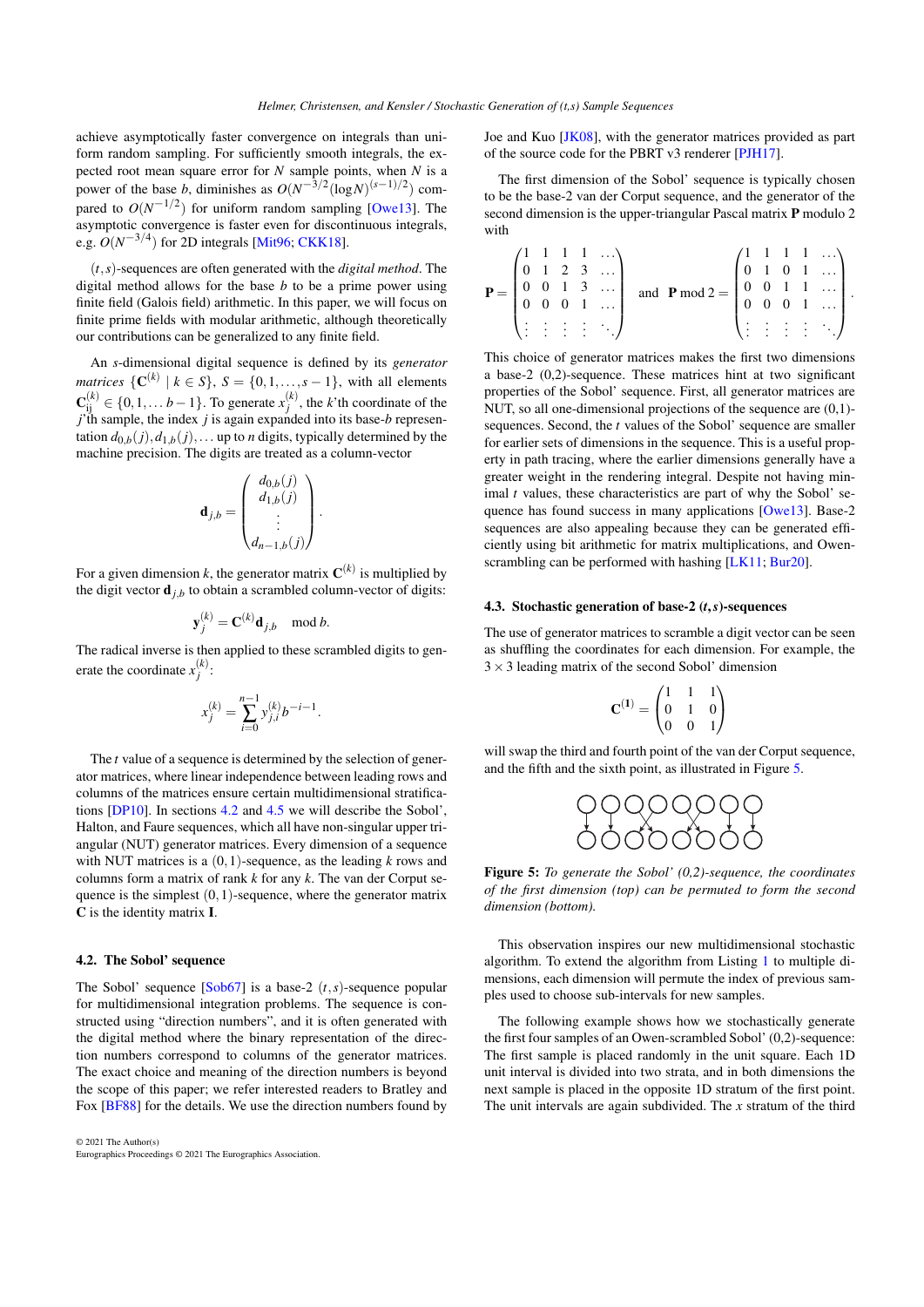achieve asymptotically faster convergence on integrals than uniform random sampling. For sufficiently smooth integrals, the expected root mean square error for $N$ sample points, when $N$ is a power of the base $b$, diminishes as $O(N^{-3/2}(\log N)^{(s-1)/2})$ compared to $O(N^{-1/2})$ for uniform random sampling [Owe13]. The asymptotic convergence is faster even for discontinuous integrals, e.g. $O(N^{-3/4})$ for 2D integrals [Mit96; CKK18].

$(t,s)$-sequences are often generated with the *digital method*. The digital method allows for the base $b$ to be a prime power using finite field (Galois field) arithmetic. In this paper, we will focus on finite prime fields with modular arithmetic, although theoretically our contributions can be generalized to any finite field.

An $s$-dimensional digital sequence is defined by its *generator matrices* $\{\mathbf{C}^{(k)} \mid k \in S\}$, $S = \{0, 1, \ldots, s-1\}$, with all elements $\mathbf{C}^{(k)}_{ij} \in \{0, 1, \ldots b-1\}$. To generate $x^{(k)}_j$, the $k$'th coordinate of the $j$'th sample, the index $j$ is again expanded into its base-$b$ representation $d_{0,b}(j), d_{1,b}(j), \ldots$ up to $n$ digits, typically determined by the machine precision. The digits are treated as a column-vector

$$\mathbf{d}_{j,b} = \begin{pmatrix} d_{0,b}(j) \\ d_{1,b}(j) \\ \vdots \\ d_{n-1,b}(j) \end{pmatrix}.$$

For a given dimension $k$, the generator matrix $\mathbf{C}^{(k)}$ is multiplied by the digit vector $\mathbf{d}_{j,b}$ to obtain a scrambled column-vector of digits:

$$\mathbf{y}^{(k)}_j = \mathbf{C}^{(k)} \mathbf{d}_{j,b} \mod b.$$

The radical inverse is then applied to these scrambled digits to generate the coordinate $x^{(k)}_j$:

$$x^{(k)}_j = \sum_{i=0}^{n-1} y^{(k)}_{j,i} b^{-i-1}.$$

The $t$ value of a sequence is determined by the selection of generator matrices, where linear independence between leading rows and columns of the matrices ensure certain multidimensional stratifications [DP10]. In sections 4.2 and 4.5 we will describe the Sobol', Halton, and Faure sequences, which all have non-singular upper triangular (NUT) generator matrices. Every dimension of a sequence with NUT matrices is a $(0,1)$-sequence, as the leading $k$ rows and columns form a matrix of rank $k$ for any $k$. The van der Corput sequence is the simplest $(0,1)$-sequence, where the generator matrix $\mathbf{C}$ is the identity matrix $\mathbf{I}$.

### 4.2. The Sobol' sequence

The Sobol' sequence [Sob67] is a base-2 $(t,s)$-sequence popular for multidimensional integration problems. The sequence is constructed using "direction numbers", and it is often generated with the digital method where the binary representation of the direction numbers correspond to columns of the generator matrices. The exact choice and meaning of the direction numbers is beyond the scope of this paper; we refer interested readers to Bratley and Fox [BF88] for the details. We use the direction numbers found by Joe and Kuo [JK08], with the generator matrices provided as part of the source code for the PBRT v3 renderer [PJH17].

The first dimension of the Sobol' sequence is typically chosen to be the base-2 van der Corput sequence, and the generator of the second dimension is the upper-triangular Pascal matrix $\mathbf{P}$ modulo 2 with

$$\mathbf{P} = \begin{pmatrix} 1 & 1 & 1 & 1 & \ldots \\ 0 & 1 & 2 & 3 & \ldots \\ 0 & 0 & 1 & 3 & \ldots \\ 0 & 0 & 0 & 1 & \ldots \\ \vdots & \vdots & \vdots & \vdots & \ddots \end{pmatrix} \quad \text{and} \quad \mathbf{P} \bmod 2 = \begin{pmatrix} 1 & 1 & 1 & 1 & \ldots \\ 0 & 1 & 0 & 1 & \ldots \\ 0 & 0 & 1 & 1 & \ldots \\ 0 & 0 & 0 & 1 & \ldots \\ \vdots & \vdots & \vdots & \vdots & \ddots \end{pmatrix}.$$

This choice of generator matrices makes the first two dimensions a base-2 (0,2)-sequence. These matrices hint at two significant properties of the Sobol' sequence. First, all generator matrices are NUT, so all one-dimensional projections of the sequence are (0,1)-sequences. Second, the $t$ values of the Sobol' sequence are smaller for earlier sets of dimensions in the sequence. This is a useful property in path tracing, where the earlier dimensions generally have a greater weight in the rendering integral. Despite not having minimal $t$ values, these characteristics are part of why the Sobol' sequence has found success in many applications [Owe13]. Base-2 sequences are also appealing because they can be generated efficiently using bit arithmetic for matrix multiplications, and Owen-scrambling can be performed with hashing [LK11; Bur20].

### 4.3. Stochastic generation of base-2 $(t,s)$-sequences

The use of generator matrices to scramble a digit vector can be seen as shuffling the coordinates for each dimension. For example, the $3 \times 3$ leading matrix of the second Sobol' dimension

$$\mathbf{C}^{(1)} = \begin{pmatrix} 1 & 1 & 1 \\ 0 & 1 & 0 \\ 0 & 0 & 1 \end{pmatrix}$$

will swap the third and fourth point of the van der Corput sequence, and the fifth and the sixth point, as illustrated in Figure 5.

**Figure 5:** *To generate the Sobol' (0,2)-sequence, the coordinates of the first dimension (top) can be permuted to form the second dimension (bottom).*

This observation inspires our new multidimensional stochastic algorithm. To extend the algorithm from Listing 1 to multiple dimensions, each dimension will permute the index of previous samples used to choose sub-intervals for new samples.

The following example shows how we stochastically generate the first four samples of an Owen-scrambled Sobol' (0,2)-sequence: The first sample is placed randomly in the unit square. Each 1D unit interval is divided into two strata, and in both dimensions the next sample is placed in the opposite 1D stratum of the first point. The unit intervals are again subdivided. The $x$ stratum of the third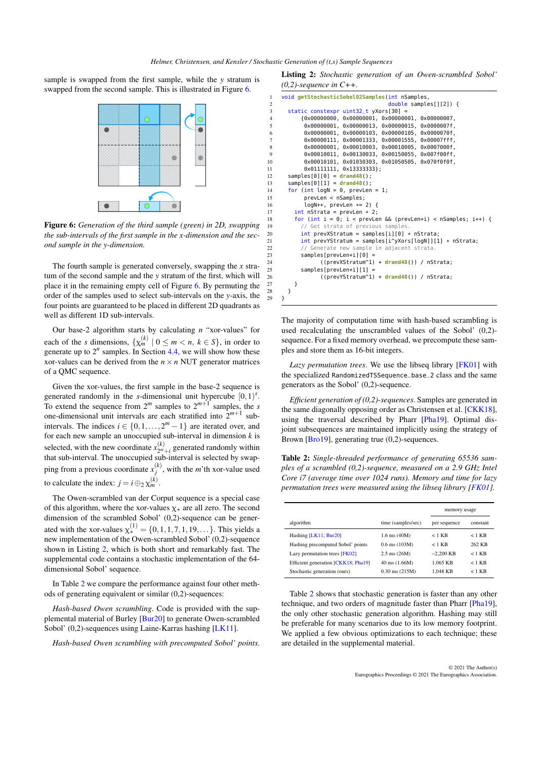sample is swapped from the first sample, while the $y$ stratum is swapped from the second sample. This is illustrated in Figure 6.

**Figure 6:** *Generation of the third sample (green) in 2D, swapping the sub-intervals of the first sample in the x-dimension and the second sample in the y-dimension.*

The fourth sample is generated conversely, swapping the $x$ stratum of the second sample and the $y$ stratum of the first, which will place it in the remaining empty cell of Figure 6. By permuting the order of the samples used to select sub-intervals on the $y$-axis, the four points are guaranteed to be placed in different 2D quadrants as well as different 1D sub-intervals.

Our base-2 algorithm starts by calculating $n$ "xor-values" for each of the $s$ dimensions, $\{\chi_m^{(k)} \mid 0 \leq m < n,\ k \in S\}$, in order to generate up to $2^n$ samples. In Section 4.4, we will show how these xor-values can be derived from the $n \times n$ NUT generator matrices of a QMC sequence.

Given the xor-values, the first sample in the base-2 sequence is generated randomly in the $s$-dimensional unit hypercube $[0,1)^s$. To extend the sequence from $2^m$ samples to $2^{m+1}$ samples, the $s$ one-dimensional unit intervals are each stratified into $2^{m+1}$ sub-intervals. The indices $i \in \{0,1,\ldots,2^m-1\}$ are iterated over, and for each new sample an unoccupied sub-interval in dimension $k$ is selected, with the new coordinate $x_{2^m+i}^{(k)}$ generated randomly within that sub-interval. The unoccupied sub-interval is selected by swapping from a previous coordinate $x_j^{(k)}$, with the $m$'th xor-value used to calculate the index: $j = i \oplus_2 \chi_m^{(k)}$.

The Owen-scrambled van der Corput sequence is a special case of this algorithm, where the xor-values $\chi_*$ are all zero. The second dimension of the scrambled Sobol' (0,2)-sequence can be generated with the xor-values $\chi_*^{(1)} = \{0,1,1,7,1,19,\ldots\}$. This yields a new implementation of the Owen-scrambled Sobol' (0,2)-sequence shown in Listing 2, which is both short and remarkably fast. The supplemental code contains a stochastic implementation of the 64-dimensional Sobol' sequence.

In Table 2 we compare the performance against four other methods of generating equivalent or similar (0,2)-sequences:

*Hash-based Owen scrambling*. Code is provided with the supplemental material of Burley [Bur20] to generate Owen-scrambled Sobol' (0,2)-sequences using Laine-Karras hashing [LK11].

*Hash-based Owen scrambling with precomputed Sobol' points*.

**Listing 2:** *Stochastic generation of an Owen-scrambled Sobol' (0,2)-sequence in C++.*

```
void getStochasticSobol02Samples(int nSamples,
                                 double samples[][2]) {
  static constexpr uint32_t yXors[30] =
      {0x00000000, 0x00000001, 0x00000001, 0x00000007,
       0x00000001, 0x00000013, 0x00000015, 0x0000007f,
       0x00000001, 0x00000103, 0x00000105, 0x0000070f,
       0x00000111, 0x00001333, 0x00001555, 0x00007fff,
       0x00000001, 0x00010003, 0x00010005, 0x0007000f,
       0x00010011, 0x00130033, 0x00150055, 0x007f00ff,
       0x00010101, 0x01030303, 0x01050505, 0x070f0f0f,
       0x01111111, 0x13333333};
  samples[0][0] = drand48();
  samples[0][1] = drand48();
  for (int logN = 0, prevLen = 1;
       prevLen < nSamples;
       logN++, prevLen *= 2) {
    int nStrata = prevLen * 2;
    for (int i = 0; i < prevLen && (prevLen+i) < nSamples; i++) {
      // Get strata of previous samples.
      int prevXStratum = samples[i][0] * nStrata;
      int prevYStratum = samples[i^yXors[logN]][1] * nStrata;
      // Generate new sample in adjacent strata.
      samples[prevLen+i][0] =
            ((prevXStratum^1) + drand48()) / nStrata;
      samples[prevLen+i][1] =
            ((prevYStratum^1) + drand48()) / nStrata;
    }
  }
}
```

The majority of computation time with hash-based scrambling is used recalculating the unscrambled values of the Sobol' (0,2)-sequence. For a fixed memory overhead, we precompute these samples and store them as 16-bit integers.

*Lazy permutation trees*. We use the libseq library [FK01] with the specialized `RandomizedTSSequence_base_2` class and the same generators as the Sobol' (0,2)-sequence.

*Efficient generation of (0,2)-sequences*. Samples are generated in the same diagonally opposing order as Christensen et al. [CKK18], using the traversal described by Pharr [Pha19]. Optimal disjoint subsequences are maintained implicitly using the strategy of Brown [Bro19], generating true (0,2)-sequences.

**Table 2:** *Single-threaded performance of generating 65536 samples of a scrambled (0,2)-sequence, measured on a 2.9 GHz Intel Core i7 (average time over 1024 runs). Memory and time for lazy permutation trees were measured using the libseq library [FK01].*

| algorithm | time (samples/sec) | memory usage | |
|---|---|---|---|
| | | per sequence | constant |
| Hashing [LK11; Bur20] | 1.6 ms (40M) | < 1 KB | < 1 KB |
| Hashing precomputed Sobol' points | 0.6 ms (103M) | < 1 KB | 262 KB |
| Lazy permutation trees [FK02] | 2.5 ms (26M) | ~2,200 KB | < 1 KB |
| Efficient generation [CKK18; Pha19] | 40 ms (1.66M) | 1,065 KB | < 1 KB |
| Stochastic generation (ours) | 0.30 ms (215M) | 1,048 KB | < 1 KB |

Table 2 shows that stochastic generation is faster than any other technique, and two orders of magnitude faster than Pharr [Pha19], the only other stochastic generation algorithm. Hashing may still be preferable for many scenarios due to its low memory footprint. We applied a few obvious optimizations to each technique; these are detailed in the supplemental material.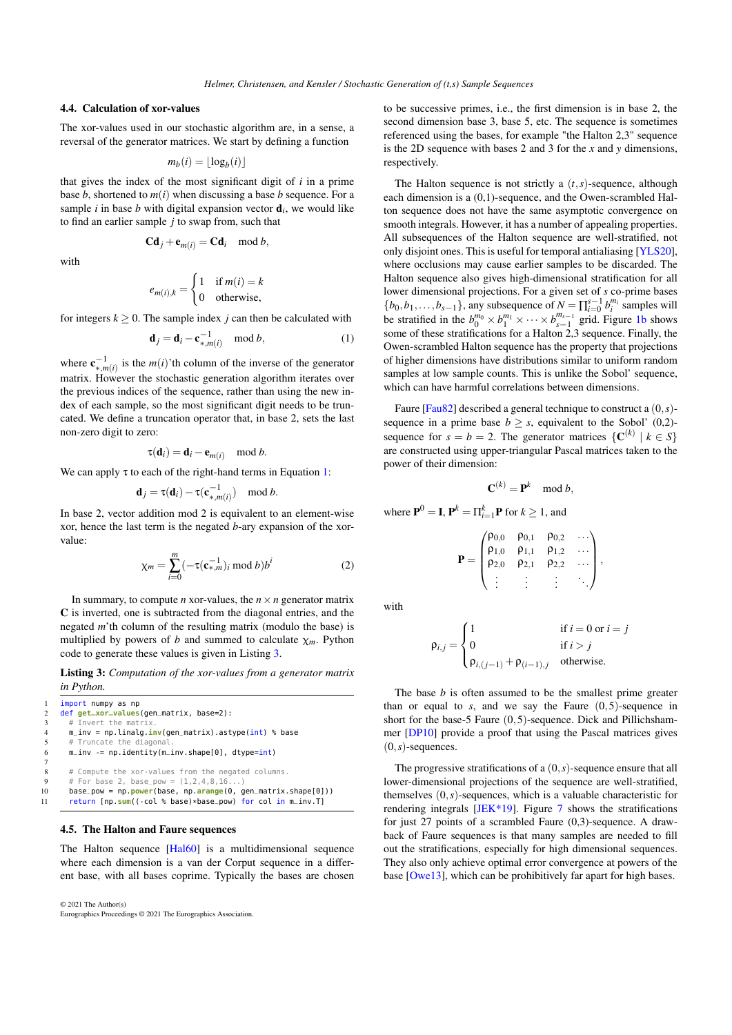### 4.4. Calculation of xor-values

The xor-values used in our stochastic algorithm are, in a sense, a reversal of the generator matrices. We start by defining a function

$$m_b(i) = \lfloor \log_b(i) \rfloor$$

that gives the index of the most significant digit of $i$ in a prime base $b$, shortened to $m(i)$ when discussing a base $b$ sequence. For a sample $i$ in base $b$ with digital expansion vector $\mathbf{d}_i$, we would like to find an earlier sample $j$ to swap from, such that

$$\mathbf{C}\mathbf{d}_j + \mathbf{e}_{m(i)} = \mathbf{C}\mathbf{d}_i \mod b,$$

with

$$e_{m(i),k} = \begin{cases} 1 & \text{if } m(i) = k \\ 0 & \text{otherwise,} \end{cases}$$

for integers $k \geq 0$. The sample index $j$ can then be calculated with

$$\mathbf{d}_j = \mathbf{d}_i - \mathbf{c}^{-1}_{*,m(i)} \mod b, \tag{1}$$

where $\mathbf{c}^{-1}_{*,m(i)}$ is the $m(i)$'th column of the inverse of the generator matrix. However the stochastic generation algorithm iterates over the previous indices of the sequence, rather than using the new index of each sample, so the most significant digit needs to be truncated. We define a truncation operator that, in base 2, sets the last non-zero digit to zero:

$$\tau(\mathbf{d}_i) = \mathbf{d}_i - \mathbf{e}_{m(i)} \mod b.$$

We can apply $\tau$ to each of the right-hand terms in Equation 1:

$$\mathbf{d}_j = \tau(\mathbf{d}_i) - \tau(\mathbf{c}^{-1}_{*,m(i)}) \mod b.$$

In base 2, vector addition mod 2 is equivalent to an element-wise xor, hence the last term is the negated $b$-ary expansion of the xor-value:

$$\chi_m = \sum_{i=0}^{m} (-\tau(\mathbf{c}^{-1}_{*,m})_i \mod b) b^i \tag{2}$$

In summary, to compute $n$ xor-values, the $n \times n$ generator matrix $\mathbf{C}$ is inverted, one is subtracted from the diagonal entries, and the negated $m'$th column of the resulting matrix (modulo the base) is multiplied by powers of $b$ and summed to calculate $\chi_m$. Python code to generate these values is given in Listing 3.

**Listing 3:** *Computation of the xor-values from a generator matrix in Python.*

```python
import numpy as np
def get_xor_values(gen_matrix, base=2):
    # Invert the matrix.
    m_inv = np.linalg.inv(gen_matrix).astype(int) % base
    # Truncate the diagonal.
    m_inv -= np.identity(m_inv.shape[0], dtype=int)

    # Compute the xor-values from the negated columns.
    # For base 2, base_pow = (1,2,4,8,16...)
    base_pow = np.power(base, np.arange(0, gen_matrix.shape[0]))
    return [np.sum((-col % base)*base_pow) for col in m_inv.T]
```

### 4.5. The Halton and Faure sequences

The Halton sequence [Hal60] is a multidimensional sequence where each dimension is a van der Corput sequence in a different base, with all bases coprime. Typically the bases are chosen to be successive primes, i.e., the first dimension is in base 2, the second dimension base 3, base 5, etc. The sequence is sometimes referenced using the bases, for example "the Halton 2,3" sequence is the 2D sequence with bases 2 and 3 for the $x$ and $y$ dimensions, respectively.

The Halton sequence is not strictly a $(t,s)$-sequence, although each dimension is a (0,1)-sequence, and the Owen-scrambled Halton sequence does not have the same asymptotic convergence on smooth integrals. However, it has a number of appealing properties. All subsequences of the Halton sequence are well-stratified, not only disjoint ones. This is useful for temporal antialiasing [YLS20], where occlusions may cause earlier samples to be discarded. The Halton sequence also gives high-dimensional stratification for all lower dimensional projections. For a given set of $s$ co-prime bases $\{b_0, b_1, \ldots, b_{s-1}\}$, any subsequence of $N = \prod_{i=0}^{s-1} b_i^{m_i}$ samples will be stratified in the $b_0^{m_0} \times b_1^{m_1} \times \cdots \times b_{s-1}^{m_{s-1}}$ grid. Figure 1b shows some of these stratifications for a Halton 2,3 sequence. Finally, the Owen-scrambled Halton sequence has the property that projections of higher dimensions have distributions similar to uniform random samples at low sample counts. This is unlike the Sobol' sequence, which can have harmful correlations between dimensions.

Faure [Fau82] described a general technique to construct a $(0,s)$-sequence in a prime base $b \geq s$, equivalent to the Sobol' (0,2)-sequence for $s = b = 2$. The generator matrices $\{\mathbf{C}^{(k)} \mid k \in S\}$ are constructed using upper-triangular Pascal matrices taken to the power of their dimension:

$$\mathbf{C}^{(k)} = \mathbf{P}^k \mod b,$$

where $\mathbf{P}^0 = \mathbf{I}$, $\mathbf{P}^k = \prod_{i=1}^{k} \mathbf{P}$ for $k \geq 1$, and

$$\mathbf{P} = \begin{pmatrix} \rho_{0,0} & \rho_{0,1} & \rho_{0,2} & \cdots \\ \rho_{1,0} & \rho_{1,1} & \rho_{1,2} & \cdots \\ \rho_{2,0} & \rho_{2,1} & \rho_{2,2} & \cdots \\ \vdots & \vdots & \vdots & \ddots \end{pmatrix},$$

with

$$\rho_{i,j} = \begin{cases} 1 & \text{if } i = 0 \text{ or } i = j \\ 0 & \text{if } i > j \\ \rho_{i,(j-1)} + \rho_{(i-1),j} & \text{otherwise.} \end{cases}$$

The base $b$ is often assumed to be the smallest prime greater than or equal to $s$, and we say the Faure $(0,5)$-sequence in short for the base-5 Faure $(0,5)$-sequence. Dick and Pillichshammer [DP10] provide a proof that using the Pascal matrices gives $(0,s)$-sequences.

The progressive stratifications of a $(0,s)$-sequence ensure that all lower-dimensional projections of the sequence are well-stratified, themselves $(0,s)$-sequences, which is a valuable characteristic for rendering integrals [JEK*19]. Figure 7 shows the stratifications for just 27 points of a scrambled Faure (0,3)-sequence. A drawback of Faure sequences is that many samples are needed to fill out the stratifications, especially for high dimensional sequences. They also only achieve optimal error convergence at powers of the base [Owe13], which can be prohibitively far apart for high bases.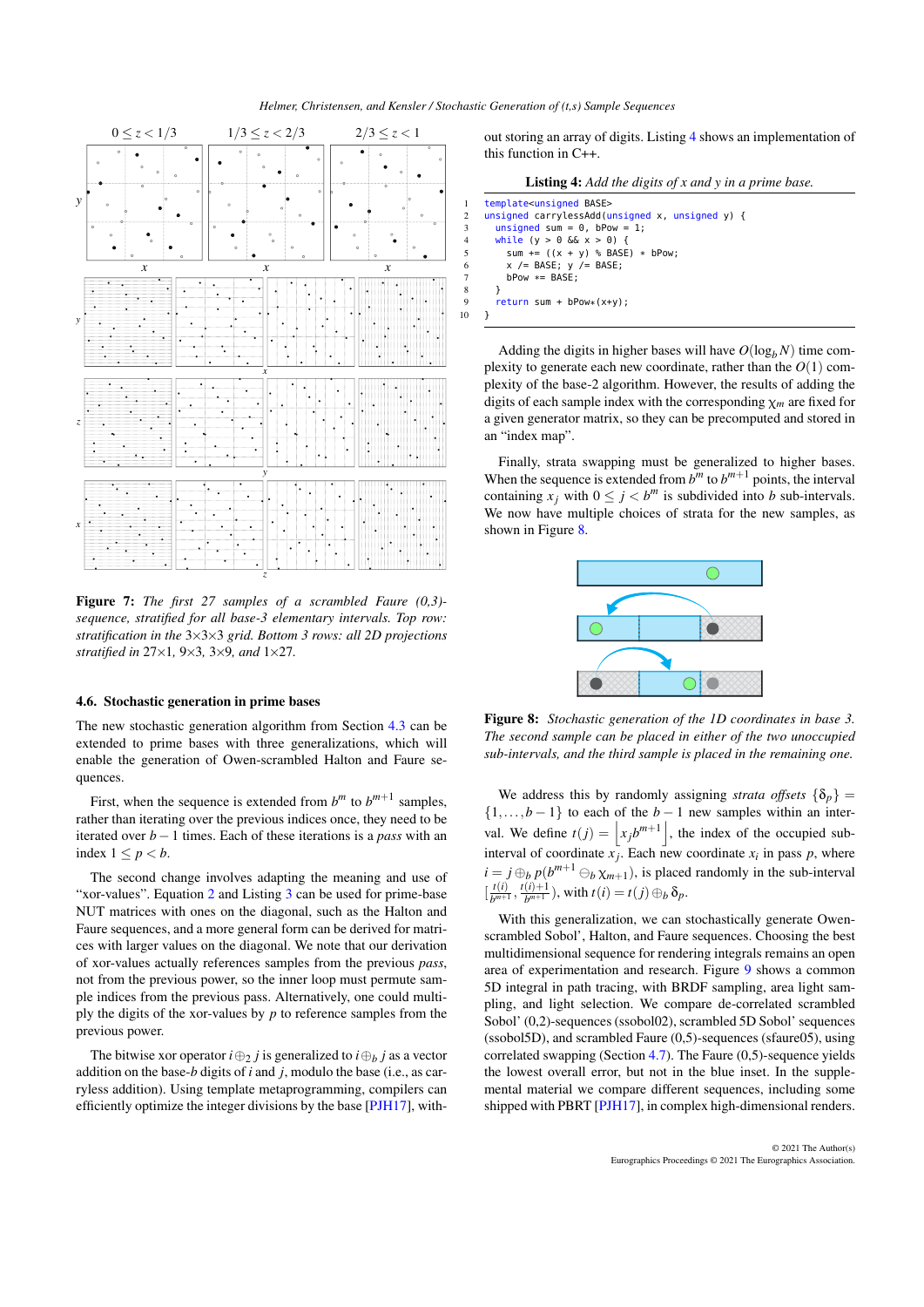**Figure 7:** *The first 27 samples of a scrambled Faure (0,3)-sequence, stratified for all base-3 elementary intervals. Top row: stratification in the 3×3×3 grid. Bottom 3 rows: all 2D projections stratified in 27×1, 9×3, 3×9, and 1×27.*

### 4.6. Stochastic generation in prime bases

The new stochastic generation algorithm from Section 4.3 can be extended to prime bases with three generalizations, which will enable the generation of Owen-scrambled Halton and Faure sequences.

First, when the sequence is extended from $b^m$ to $b^{m+1}$ samples, rather than iterating over the previous indices once, they need to be iterated over $b-1$ times. Each of these iterations is a *pass* with an index $1 \leq p < b$.

The second change involves adapting the meaning and use of "xor-values". Equation 2 and Listing 3 can be used for prime-base NUT matrices with ones on the diagonal, such as the Halton and Faure sequences, and a more general form can be derived for matrices with larger values on the diagonal. We note that our derivation of xor-values actually references samples from the previous *pass*, not from the previous power, so the inner loop must permute sample indices from the previous pass. Alternatively, one could multiply the digits of the xor-values by $p$ to reference samples from the previous power.

The bitwise xor operator $i \oplus_2 j$ is generalized to $i \oplus_b j$ as a vector addition on the base-$b$ digits of $i$ and $j$, modulo the base (i.e., as carryless addition). Using template metaprogramming, compilers can efficiently optimize the integer divisions by the base [PJH17], without storing an array of digits. Listing 4 shows an implementation of this function in C++.

**Listing 4:** *Add the digits of x and y in a prime base.*

```
template<unsigned BASE>
unsigned carrylessAdd(unsigned x, unsigned y) {
  unsigned sum = 0, bPow = 1;
  while (y > 0 && x > 0) {
    sum += ((x + y) % BASE) * bPow;
    x /= BASE; y /= BASE;
    bPow *= BASE;
  }
  return sum + bPow*(x+y);
}
```

Adding the digits in higher bases will have $O(\log_b N)$ time complexity to generate each new coordinate, rather than the $O(1)$ complexity of the base-2 algorithm. However, the results of adding the digits of each sample index with the corresponding $\chi_m$ are fixed for a given generator matrix, so they can be precomputed and stored in an "index map".

Finally, strata swapping must be generalized to higher bases. When the sequence is extended from $b^m$ to $b^{m+1}$ points, the interval containing $x_j$ with $0 \leq j < b^m$ is subdivided into $b$ sub-intervals. We now have multiple choices of strata for the new samples, as shown in Figure 8.

**Figure 8:** *Stochastic generation of the 1D coordinates in base 3. The second sample can be placed in either of the two unoccupied sub-intervals, and the third sample is placed in the remaining one.*

We address this by randomly assigning *strata offsets* $\{\delta_p\} = \{1,\ldots,b-1\}$ to each of the $b-1$ new samples within an interval. We define $t(j) = \lfloor x_j b^{m+1} \rfloor$, the index of the occupied sub-interval of coordinate $x_j$. Each new coordinate $x_i$ in pass $p$, where $i = j \oplus_b p(b^{m+1} \ominus_b \chi_{m+1})$, is placed randomly in the sub-interval $[\frac{t(i)}{b^{m+1}}, \frac{t(i)+1}{b^{m+1}})$, with $t(i) = t(j) \oplus_b \delta_p$.

With this generalization, we can stochastically generate Owen-scrambled Sobol', Halton, and Faure sequences. Choosing the best multidimensional sequence for rendering integrals remains an open area of experimentation and research. Figure 9 shows a common 5D integral in path tracing, with BRDF sampling, area light sampling, and light selection. We compare de-correlated scrambled Sobol' (0,2)-sequences (ssobol02), scrambled 5D Sobol' sequences (ssobol5D), and scrambled Faure (0,5)-sequences (sfaure05), using correlated swapping (Section 4.7). The Faure (0,5)-sequence yields the lowest overall error, but not in the blue inset. In the supplemental material we compare different sequences, including some shipped with PBRT [PJH17], in complex high-dimensional renders.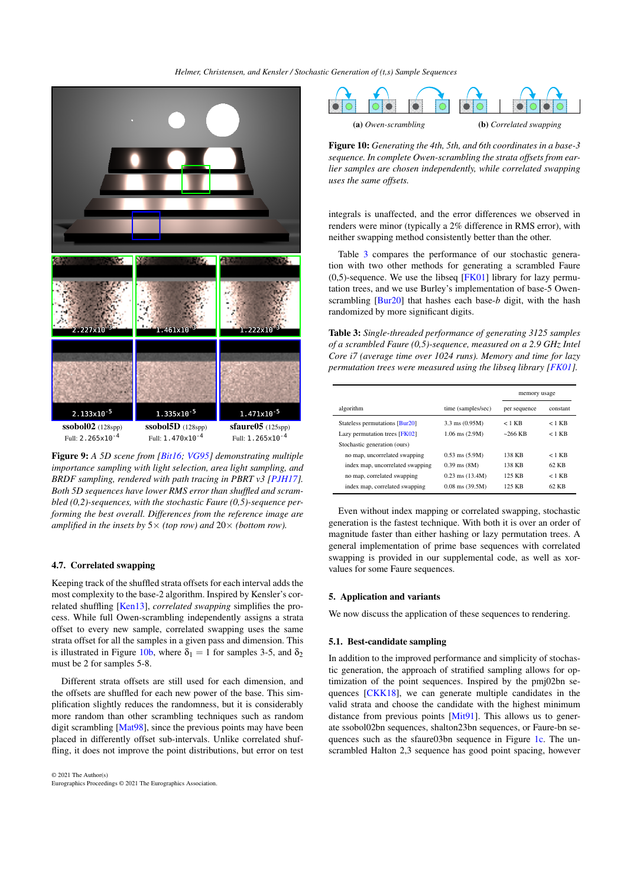ssobol02 (128spp) Full: 2.265x10^-4 — ssobol5D (128spp) Full: 1.470x10^-4 — sfaure05 (125spp) Full: 1.265x10^-4

**Figure 9:** *A 5D scene from [Bit16; VG95] demonstrating multiple importance sampling with light selection, area light sampling, and BRDF sampling, rendered with path tracing in PBRT v3 [PJH17]. Both 5D sequences have lower RMS error than shuffled and scrambled (0,2)-sequences, with the stochastic Faure (0,5)-sequence performing the best overall. Differences from the reference image are amplified in the insets by 5× (top row) and 20× (bottom row).*

### 4.7. Correlated swapping

Keeping track of the shuffled strata offsets for each interval adds the most complexity to the base-2 algorithm. Inspired by Kensler's correlated shuffling [Ken13], *correlated swapping* simplifies the process. While full Owen-scrambling independently assigns a strata offset to every new sample, correlated swapping uses the same strata offset for all the samples in a given pass and dimension. This is illustrated in Figure 10b, where $\delta_1 = 1$ for samples 3-5, and $\delta_2$ must be 2 for samples 6-8.

Different strata offsets are still used for each dimension, and the offsets are shuffled for each new power of the base. This simplification slightly reduces the randomness, but it is considerably more random than other scrambling techniques such as random digit scrambling [Mat98], since the previous points may have been placed in differently offset sub-intervals. Unlike correlated shuffling, it does not improve the point distributions, but error on test integrals is unaffected, and the error differences we observed in renders were minor (typically a 2% difference in RMS error), with neither swapping method consistently better than the other.

(a) *Owen-scrambling* (b) *Correlated swapping*

**Figure 10:** *Generating the 4th, 5th, and 6th coordinates in a base-3 sequence. In complete Owen-scrambling the strata offsets from earlier samples are chosen independently, while correlated swapping uses the same offsets.*

Table 3 compares the performance of our stochastic generation with two other methods for generating a scrambled Faure (0,5)-sequence. We use the libseq [FK01] library for lazy permutation trees, and we use Burley's implementation of base-5 Owen-scrambling [Bur20] that hashes each base-$b$ digit, with the hash randomized by more significant digits.

**Table 3:** *Single-threaded performance of generating 3125 samples of a scrambled Faure (0,5)-sequence, measured on a 2.9 GHz Intel Core i7 (average time over 1024 runs). Memory and time for lazy permutation trees were measured using the libseq library [FK01].*

| algorithm | time (samples/sec) | memory usage per sequence | memory usage constant |
|---|---|---|---|
| Stateless permutations [Bur20] | 3.3 ms (0.95M) | < 1 KB | < 1 KB |
| Lazy permutation trees [FK02] | 1.06 ms (2.9M) | ~266 KB | < 1 KB |
| Stochastic generation (ours) | | | |
| no map, uncorrelated swapping | 0.53 ms (5.9M) | 138 KB | < 1 KB |
| index map, uncorrelated swapping | 0.39 ms (8M) | 138 KB | 62 KB |
| no map, correlated swapping | 0.23 ms (13.4M) | 125 KB | < 1 KB |
| index map, correlated swapping | 0.08 ms (39.5M) | 125 KB | 62 KB |

Even without index mapping or correlated swapping, stochastic generation is the fastest technique. With both it is over an order of magnitude faster than either hashing or lazy permutation trees. A general implementation of prime base sequences with correlated swapping is provided in our supplemental code, as well as xor-values for some Faure sequences.

## 5. Application and variants

We now discuss the application of these sequences to rendering.

### 5.1. Best-candidate sampling

In addition to the improved performance and simplicity of stochastic generation, the approach of stratified sampling allows for optimization of the point sequences. Inspired by the pmj02bn sequences [CKK18], we can generate multiple candidates in the valid strata and choose the candidate with the highest minimum distance from previous points [Mit91]. This allows us to generate ssobol02bn sequences, shalton23bn sequences, or Faure-bn sequences such as the sfaure03bn sequence in Figure 1c. The unscrambled Halton 2,3 sequence has good point spacing, however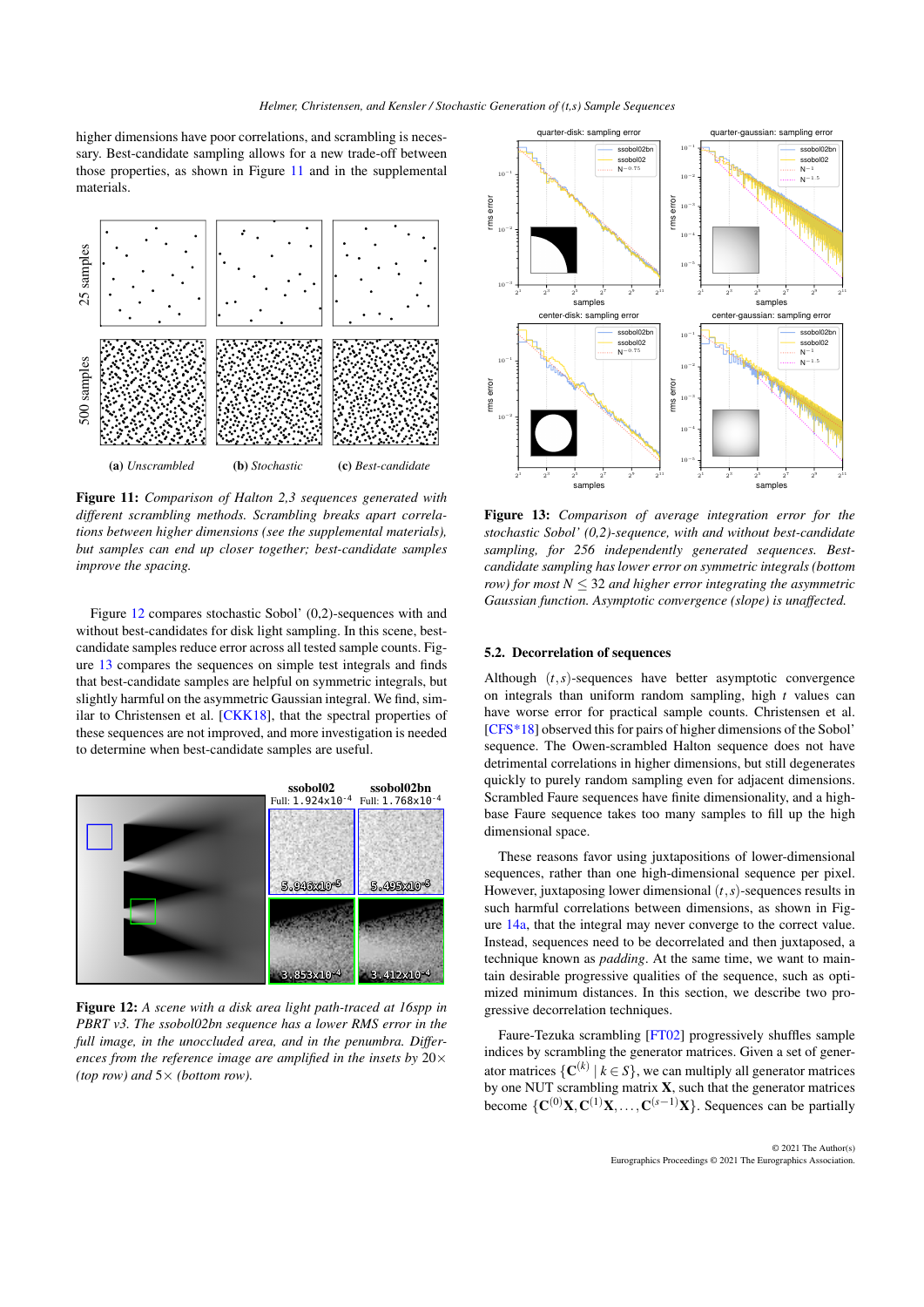higher dimensions have poor correlations, and scrambling is necessary. Best-candidate sampling allows for a new trade-off between those properties, as shown in Figure 11 and in the supplemental materials.

(a) *Unscrambled* (b) *Stochastic* (c) *Best-candidate*

**Figure 11:** *Comparison of Halton 2,3 sequences generated with different scrambling methods. Scrambling breaks apart correlations between higher dimensions (see the supplemental materials), but samples can end up closer together; best-candidate samples improve the spacing.*

Figure 12 compares stochastic Sobol' (0,2)-sequences with and without best-candidates for disk light sampling. In this scene, best-candidate samples reduce error across all tested sample counts. Figure 13 compares the sequences on simple test integrals and finds that best-candidate samples are helpful on symmetric integrals, but slightly harmful on the asymmetric Gaussian integral. We find, similar to Christensen et al. [CKK18], that the spectral properties of these sequences are not improved, and more investigation is needed to determine when best-candidate samples are useful.

| | ssobol02 | ssobol02bn |
|---|---|---|
| Full | $1.924\times10^{-4}$ | $1.768\times10^{-4}$ |
| Top inset | $5.946\times10^{-5}$ | $5.495\times10^{-5}$ |
| Bottom inset | $3.853\times10^{-4}$ | $3.412\times10^{-4}$ |

**Figure 12:** *A scene with a disk area light path-traced at 16spp in PBRT v3. The ssobol02bn sequence has a lower RMS error in the full image, in the unoccluded area, and in the penumbra. Differences from the reference image are amplified in the insets by 20× (top row) and 5× (bottom row).*

**Figure 13:** *Comparison of average integration error for the stochastic Sobol' (0,2)-sequence, with and without best-candidate sampling, for 256 independently generated sequences. Best-candidate sampling has lower error on symmetric integrals (bottom row) for most $N \leq 32$ and higher error integrating the asymmetric Gaussian function. Asymptotic convergence (slope) is unaffected.*

### 5.2. Decorrelation of sequences

Although $(t,s)$-sequences have better asymptotic convergence on integrals than uniform random sampling, high $t$ values can have worse error for practical sample counts. Christensen et al. [CFS*18] observed this for pairs of higher dimensions of the Sobol' sequence. The Owen-scrambled Halton sequence does not have detrimental correlations in higher dimensions, but still degenerates quickly to purely random sampling even for adjacent dimensions. Scrambled Faure sequences have finite dimensionality, and a high-base Faure sequence takes too many samples to fill up the high dimensional space.

These reasons favor using juxtapositions of lower-dimensional sequences, rather than one high-dimensional sequence per pixel. However, juxtaposing lower dimensional $(t,s)$-sequences results in such harmful correlations between dimensions, as shown in Figure 14a, that the integral may never converge to the correct value. Instead, sequences need to be decorrelated and then juxtaposed, a technique known as *padding*. At the same time, we want to maintain desirable progressive qualities of the sequence, such as optimized minimum distances. In this section, we describe two progressive decorrelation techniques.

Faure-Tezuka scrambling [FT02] progressively shuffles sample indices by scrambling the generator matrices. Given a set of generator matrices $\{\mathbf{C}^{(k)} \mid k \in S\}$, we can multiply all generator matrices by one NUT scrambling matrix $\mathbf{X}$, such that the generator matrices become $\{\mathbf{C}^{(0)}\mathbf{X}, \mathbf{C}^{(1)}\mathbf{X}, \ldots, \mathbf{C}^{(s-1)}\mathbf{X}\}$. Sequences can be partially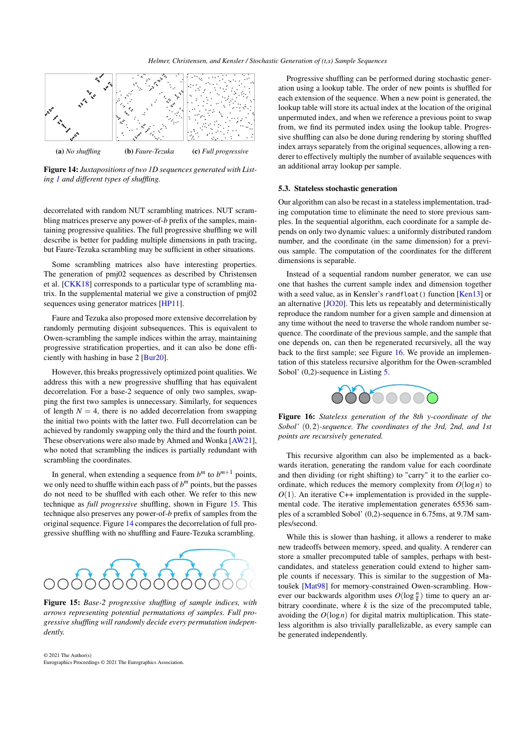(a) *No shuffling* (b) *Faure-Tezuka* (c) *Full progressive*

**Figure 14:** *Juxtapositions of two 1D sequences generated with Listing 1 and different types of shuffling.*

decorrelated with random NUT scrambling matrices. NUT scrambling matrices preserve any power-of-$b$ prefix of the samples, maintaining progressive qualities. The full progressive shuffling we will describe is better for padding multiple dimensions in path tracing, but Faure-Tezuka scrambling may be sufficient in other situations.

Some scrambling matrices also have interesting properties. The generation of pmj02 sequences as described by Christensen et al. [CKK18] corresponds to a particular type of scrambling matrix. In the supplemental material we give a construction of pmj02 sequences using generator matrices [HP11].

Faure and Tezuka also proposed more extensive decorrelation by randomly permuting disjoint subsequences. This is equivalent to Owen-scrambling the sample indices within the array, maintaining progressive stratification properties, and it can also be done efficiently with hashing in base 2 [Bur20].

However, this breaks progressively optimized point qualities. We address this with a new progressive shuffling that has equivalent decorrelation. For a base-2 sequence of only two samples, swapping the first two samples is unnecessary. Similarly, for sequences of length $N = 4$, there is no added decorrelation from swapping the initial two points with the latter two. Full decorrelation can be achieved by randomly swapping only the third and the fourth point. These observations were also made by Ahmed and Wonka [AW21], who noted that scrambling the indices is partially redundant with scrambling the coordinates.

In general, when extending a sequence from $b^m$ to $b^{m+1}$ points, we only need to shuffle within each pass of $b^m$ points, but the passes do not need to be shuffled with each other. We refer to this new technique as *full progressive* shuffling, shown in Figure 15. This technique also preserves any power-of-$b$ prefix of samples from the original sequence. Figure 14 compares the decorrelation of full progressive shuffling with no shuffling and Faure-Tezuka scrambling.

**Figure 15:** *Base-2 progressive shuffling of sample indices, with arrows representing potential permutations of samples. Full progressive shuffling will randomly decide every permutation independently.*

Progressive shuffling can be performed during stochastic generation using a lookup table. The order of new points is shuffled for each extension of the sequence. When a new point is generated, the lookup table will store its actual index at the location of the original unpermuted index, and when we reference a previous point to swap from, we find its permuted index using the lookup table. Progressive shuffling can also be done during rendering by storing shuffled index arrays separately from the original sequences, allowing a renderer to effectively multiply the number of available sequences with an additional array lookup per sample.

### 5.3. Stateless stochastic generation

Our algorithm can also be recast in a stateless implementation, trading computation time to eliminate the need to store previous samples. In the sequential algorithm, each coordinate for a sample depends on only two dynamic values: a uniformly distributed random number, and the coordinate (in the same dimension) for a previous sample. The computation of the coordinates for the different dimensions is separable.

Instead of a sequential random number generator, we can use one that hashes the current sample index and dimension together with a seed value, as in Kensler's `randfloat()` function [Ken13] or an alternative [JO20]. This lets us repeatably and deterministically reproduce the random number for a given sample and dimension at any time without the need to traverse the whole random number sequence. The coordinate of the previous sample, and the sample that one depends on, can then be regenerated recursively, all the way back to the first sample; see Figure 16. We provide an implementation of this stateless recursive algorithm for the Owen-scrambled Sobol' (0,2)-sequence in Listing 5.

**Figure 16:** *Stateless generation of the 8th y-coordinate of the Sobol' $(0,2)$-sequence. The coordinates of the 3rd, 2nd, and 1st points are recursively generated.*

This recursive algorithm can also be implemented as a backwards iteration, generating the random value for each coordinate and then dividing (or right shifting) to "carry" it to the earlier coordinate, which reduces the memory complexity from $O(\log n)$ to $O(1)$. An iterative C++ implementation is provided in the supplemental code. The iterative implementation generates 65536 samples of a scrambled Sobol' (0,2)-sequence in 6.75ms, at 9.7M samples/second.

While this is slower than hashing, it allows a renderer to make new tradeoffs between memory, speed, and quality. A renderer can store a smaller precomputed table of samples, perhaps with best-candidates, and stateless generation could extend to higher sample counts if necessary. This is similar to the suggestion of Matoušek [Mat98] for memory-constrained Owen-scrambling. However our backwards algorithm uses $O(\log \frac{n}{k})$ time to query an arbitrary coordinate, where $k$ is the size of the precomputed table, avoiding the $O(\log n)$ for digital matrix multiplication. This stateless algorithm is also trivially parallelizable, as every sample can be generated independently.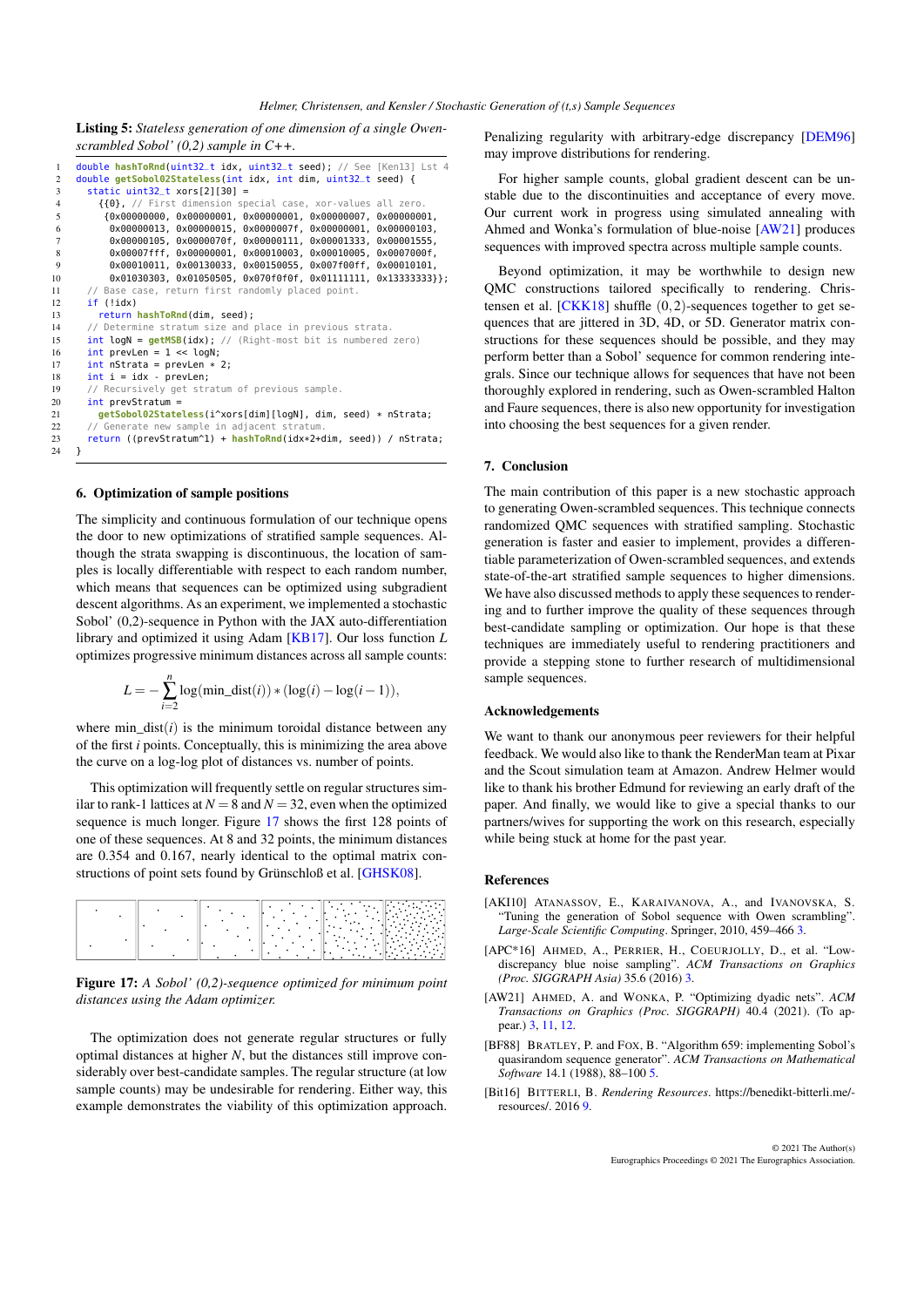**Listing 5:** *Stateless generation of one dimension of a single Owen-scrambled Sobol' (0,2) sample in C++.*

```
double hashToRnd(uint32_t idx, uint32_t seed); // See [Ken13] Lst 4
double getSobol02Stateless(int idx, int dim, uint32_t seed) {
  static uint32_t xors[2][30] =
    {{0}, // First dimension special case, xor-values all zero.
     {0x00000000, 0x00000001, 0x00000001, 0x00000007, 0x00000001,
      0x00000013, 0x00000015, 0x0000007f, 0x00000001, 0x00000103,
      0x00000105, 0x0000070f, 0x00000111, 0x00001333, 0x00001555,
      0x00007fff, 0x00000001, 0x00010003, 0x00010005, 0x0007000f,
      0x00010011, 0x00130033, 0x00150055, 0x007f00ff, 0x00010101,
      0x01030303, 0x01050505, 0x070f0f0f, 0x01111111, 0x13333333}};
  // Base case, return first randomly placed point.
  if (!idx)
    return hashToRnd(dim, seed);
  // Determine stratum size and place in previous strata.
  int logN = getMSB(idx); // (Right-most bit is numbered zero)
  int prevLen = 1 << logN;
  int nStrata = prevLen * 2;
  int i = idx - prevLen;
  // Recursively get stratum of previous sample.
  int prevStratum =
    getSobol02Stateless(i^xors[dim][logN], dim, seed) * nStrata;
  // Generate new sample in adjacent stratum.
  return ((prevStratum^1) + hashToRnd(idx*2+dim, seed)) / nStrata;
}
```

## 6. Optimization of sample positions

The simplicity and continuous formulation of our technique opens the door to new optimizations of stratified sample sequences. Although the strata swapping is discontinuous, the location of samples is locally differentiable with respect to each random number, which means that sequences can be optimized using subgradient descent algorithms. As an experiment, we implemented a stochastic Sobol' (0,2)-sequence in Python with the JAX auto-differentiation library and optimized it using Adam [KB17]. Our loss function $L$ optimizes progressive minimum distances across all sample counts:

$$L = -\sum_{i=2}^{n} \log(\text{min\_dist}(i)) * (\log(i) - \log(i-1)),$$

where $\text{min\_dist}(i)$ is the minimum toroidal distance between any of the first $i$ points. Conceptually, this is minimizing the area above the curve on a log-log plot of distances vs. number of points.

This optimization will frequently settle on regular structures similar to rank-1 lattices at $N = 8$ and $N = 32$, even when the optimized sequence is much longer. Figure 17 shows the first 128 points of one of these sequences. At 8 and 32 points, the minimum distances are 0.354 and 0.167, nearly identical to the optimal matrix constructions of point sets found by Grünschloß et al. [GHSK08].

**Figure 17:** *A Sobol' (0,2)-sequence optimized for minimum point distances using the Adam optimizer.*

The optimization does not generate regular structures or fully optimal distances at higher $N$, but the distances still improve considerably over best-candidate samples. The regular structure (at low sample counts) may be undesirable for rendering. Either way, this example demonstrates the viability of this optimization approach. Penalizing regularity with arbitrary-edge discrepancy [DEM96] may improve distributions for rendering.

For higher sample counts, global gradient descent can be unstable due to the discontinuities and acceptance of every move. Our current work in progress using simulated annealing with Ahmed and Wonka's formulation of blue-noise [AW21] produces sequences with improved spectra across multiple sample counts.

Beyond optimization, it may be worthwhile to design new QMC constructions tailored specifically to rendering. Christensen et al. [CKK18] shuffle $(0,2)$-sequences together to get sequences that are jittered in 3D, 4D, or 5D. Generator matrix constructions for these sequences should be possible, and they may perform better than a Sobol' sequence for common rendering integrals. Since our technique allows for sequences that have not been thoroughly explored in rendering, such as Owen-scrambled Halton and Faure sequences, there is also new opportunity for investigation into choosing the best sequences for a given render.

## 7. Conclusion

The main contribution of this paper is a new stochastic approach to generating Owen-scrambled sequences. This technique connects randomized QMC sequences with stratified sampling. Stochastic generation is faster and easier to implement, provides a differentiable parameterization of Owen-scrambled sequences, and extends state-of-the-art stratified sample sequences to higher dimensions. We have also discussed methods to apply these sequences to rendering and to further improve the quality of these sequences through best-candidate sampling or optimization. Our hope is that these techniques are immediately useful to rendering practitioners and provide a stepping stone to further research of multidimensional sample sequences.

## Acknowledgements

We want to thank our anonymous peer reviewers for their helpful feedback. We would also like to thank the RenderMan team at Pixar and the Scout simulation team at Amazon. Andrew Helmer would like to thank his brother Edmund for reviewing an early draft of the paper. And finally, we would like to give a special thanks to our partners/wives for supporting the work on this research, especially while being stuck at home for the past year.

## References

[AKI10] Atanassov, E., Karaivanova, A., and Ivanovska, S. "Tuning the generation of Sobol sequence with Owen scrambling". *Large-Scale Scientific Computing*. Springer, 2010, 459–466 3.

[APC*16] Ahmed, A., Perrier, H., Coeurjolly, D., et al. "Low-discrepancy blue noise sampling". *ACM Transactions on Graphics (Proc. SIGGRAPH Asia)* 35.6 (2016) 3.

[AW21] Ahmed, A. and Wonka, P. "Optimizing dyadic nets". *ACM Transactions on Graphics (Proc. SIGGRAPH)* 40.4 (2021). (To appear.) 3, 11, 12.

[BF88] Bratley, P. and Fox, B. "Algorithm 659: implementing Sobol's quasirandom sequence generator". *ACM Transactions on Mathematical Software* 14.1 (1988), 88–100 5.

[Bit16] Bitterli, B. *Rendering Resources*. https://benedikt-bitterli.me/resources/. 2016 9.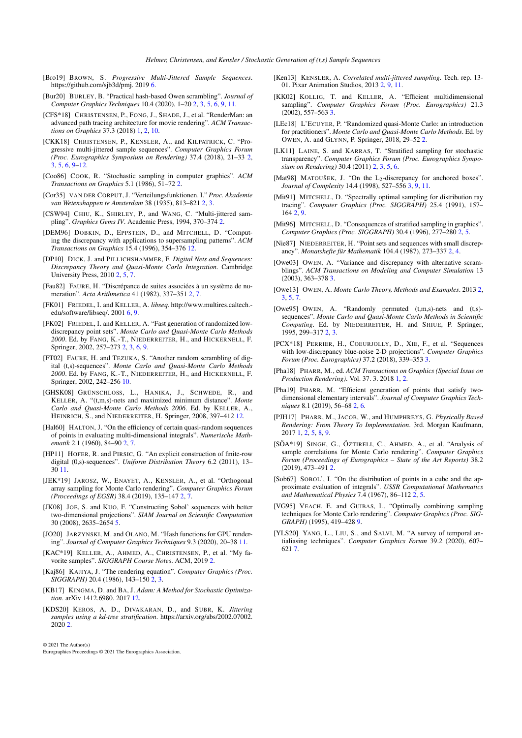[Bro19] BROWN, S. *Progressive Multi-Jittered Sample Sequences*. https://github.com/sjb3d/pmj. 2019 6.

[Bur20] BURLEY, B. "Practical hash-based Owen scrambling". *Journal of Computer Graphics Techniques* 10.4 (2020), 1–20 2, 3, 5, 6, 9, 11.

[CFS*18] CHRISTENSEN, P., FONG, J., SHADE, J., et al. "RenderMan: an advanced path tracing architecture for movie rendering". *ACM Transactions on Graphics* 37.3 (2018) 1, 2, 10.

[CKK18] CHRISTENSEN, P., KENSLER, A., and KILPATRICK, C. "Progressive multi-jittered sample sequences". *Computer Graphics Forum (Proc. Eurographics Symposium on Rendering)* 37.4 (2018), 21–33 2, 3, 5, 6, 9–12.

[Coo86] COOK, R. "Stochastic sampling in computer graphics". *ACM Transactions on Graphics* 5.1 (1986), 51–72 2.

[Cor35] VAN DER CORPUT, J. "Verteilungsfunktionen. I." *Proc. Akademie van Wetenshappen te Amsterdam* 38 (1935), 813–821 2, 3.

[CSW94] CHIU, K., SHIRLEY, P., and WANG, C. "Multi-jittered sampling". *Graphics Gems IV*. Academic Press, 1994, 370–374 2.

[DEM96] DOBKIN, D., EPPSTEIN, D., and MITCHELL, D. "Computing the discrepancy with applications to supersampling patterns". *ACM Transactions on Graphics* 15.4 (1996), 354–376 12.

[DP10] DICK, J. and PILLICHSHAMMER, F. *Digital Nets and Sequences: Discrepancy Theory and Quasi-Monte Carlo Integration*. Cambridge University Press, 2010 2, 5, 7.

[Fau82] FAURE, H. "Discrépance de suites associées à un système de numeration". *Acta Arithmetica* 41 (1982), 337–351 2, 7.

[FK01] FRIEDEL, I. and KELLER, A. *libseq*. http://www.multires.caltech.edu/software/libseq/. 2001 6, 9.

[FK02] FRIEDEL, I. and KELLER, A. "Fast generation of randomized low-discrepancy point sets". *Monte Carlo and Quasi-Monte Carlo Methods 2000*. Ed. by FANG, K.-T., NIEDERREITER, H., and HICKERNELL, F. Springer, 2002, 257–273 2, 3, 6, 9.

[FT02] FAURE, H. and TEZUKA, S. "Another random scrambling of digital (t,s)-sequences". *Monte Carlo and Quasi-Monte Carlo Methods 2000*. Ed. by FANG, K.-T., NIEDERREITER, H., and HICKERNELL, F. Springer, 2002, 242–256 10.

[GHSK08] GRÜNSCHLOSS, L., HANIKA, J., SCHWEDE, R., and KELLER, A. "(t,m,s)-nets and maximized minimum distance". *Monte Carlo and Quasi-Monte Carlo Methods 2006*. Ed. by KELLER, A., HEINRICH, S., and NIEDERREITER, H. Springer, 2008, 397–412 12.

[Hal60] HALTON, J. "On the efficiency of certain quasi-random sequences of points in evaluating multi-dimensional integrals". *Numerische Mathematik* 2.1 (1960), 84–90 2, 7.

[HP11] HOFER, R. and PIRSIC, G. "An explicit construction of finite-row digital (0,s)-sequences". *Uniform Distribution Theory* 6.2 (2011), 13–30 11.

[JEK*19] JAROSZ, W., ENAYET, A., KENSLER, A., et al. "Orthogonal array sampling for Monte Carlo rendering". *Computer Graphics Forum (Proceedings of EGSR)* 38.4 (2019), 135–147 2, 7.

[JK08] JOE, S. and KUO, F. "Constructing Sobol' sequences with better two-dimensional projections". *SIAM Journal on Scientific Computation* 30 (2008), 2635–2654 5.

[JO20] JARZYNSKI, M. and OLANO, M. "Hash functions for GPU rendering". *Journal of Computer Graphics Techniques* 9.3 (2020), 20–38 11.

[KAC*19] KELLER, A., AHMED, A., CHRISTENSEN, P., et al. "My favorite samples". *SIGGRAPH Course Notes*. ACM, 2019 2.

[Kaj86] KAJIYA, J. "The rendering equation". *Computer Graphics (Proc. SIGGRAPH)* 20.4 (1986), 143–150 2, 3.

[KB17] KINGMA, D. and BA, J. *Adam: A Method for Stochastic Optimization*. arXiv 1412.6980. 2017 12.

[KDS20] KEROS, A. D., DIVAKARAN, D., and SUBR, K. *Jittering samples using a kd-tree stratification*. https://arxiv.org/abs/2002.07002. 2020 2.

[Ken13] KENSLER, A. *Correlated multi-jittered sampling*. Tech. rep. 13-01. Pixar Animation Studios, 2013 2, 9, 11.

[KK02] KOLLIG, T. and KELLER, A. "Efficient multidimensional sampling". *Computer Graphics Forum (Proc. Eurographics)* 21.3 (2002), 557–563 3.

[LEc18] L'ECUYER, P. "Randomized quasi-Monte Carlo: an introduction for practitioners". *Monte Carlo and Quasi-Monte Carlo Methods*. Ed. by OWEN, A. and GLYNN, P. Springer, 2018, 29–52 2.

[LK11] LAINE, S. and KARRAS, T. "Stratified sampling for stochastic transparency". *Computer Graphics Forum (Proc. Eurographics Symposium on Rendering)* 30.4 (2011) 2, 3, 5, 6.

[Mat98] MATOUŠEK, J. "On the $L_2$-discrepancy for anchored boxes". *Journal of Complexity* 14.4 (1998), 527–556 3, 9, 11.

[Mit91] MITCHELL, D. "Spectrally optimal sampling for distribution ray tracing". *Computer Graphics (Proc. SIGGRAPH)* 25.4 (1991), 157–164 2, 9.

[Mit96] MITCHELL, D. "Consequences of stratified sampling in graphics". *Computer Graphics (Proc. SIGGRAPH)* 30.4 (1996), 277–280 2, 5.

[Nie87] NIEDERREITER, H. "Point sets and sequences with small discrepancy". *Monatshefte für Mathematik* 104.4 (1987), 273–337 2, 4.

[Owe03] OWEN, A. "Variance and discrepancy with alternative scramblings". *ACM Transactions on Modeling and Computer Simulation* 13 (2003), 363–378 3.

[Owe13] OWEN, A. *Monte Carlo Theory, Methods and Examples*. 2013 2, 3, 5, 7.

[Owe95] OWEN, A. "Randomly permuted (t,m,s)-nets and (t,s)-sequences". *Monte Carlo and Quasi-Monte Carlo Methods in Scientific Computing*. Ed. by NIEDERREITER, H. and SHIUE, P. Springer, 1995, 299–317 2, 3.

[PCX*18] PERRIER, H., COEURJOLLY, D., XIE, F., et al. "Sequences with low-discrepancy blue-noise 2-D projections". *Computer Graphics Forum (Proc. Eurographics)* 37.2 (2018), 339–353 3.

[Pha18] PHARR, M., ed. *ACM Transactions on Graphics (Special Issue on Production Rendering)*. Vol. 37. 3. 2018 1, 2.

[Pha19] PHARR, M. "Efficient generation of points that satisfy two-dimensional elementary intervals". *Journal of Computer Graphics Techniques* 8.1 (2019), 56–68 2, 6.

[PJH17] PHARR, M., JACOB, W., and HUMPHREYS, G. *Physically Based Rendering: From Theory To Implementation*. 3rd. Morgan Kaufmann, 2017 1, 2, 5, 8, 9.

[SÖA*19] SINGH, G., ÖZTIRELI, C., AHMED, A., et al. "Analysis of sample correlations for Monte Carlo rendering". *Computer Graphics Forum (Proceedings of Eurographics – State of the Art Reports)* 38.2 (2019), 473–491 2.

[Sob67] SOBOL', I. "On the distribution of points in a cube and the approximate evaluation of integrals". *USSR Computational Mathematics and Mathematical Physics* 7.4 (1967), 86–112 2, 5.

[VG95] VEACH, E. and GUIBAS, L. "Optimally combining sampling techniques for Monte Carlo rendering". *Computer Graphics (Proc. SIGGRAPH)* (1995), 419–428 9.

[YLS20] YANG, L., LIU, S., and SALVI, M. "A survey of temporal antialiasing techniques". *Computer Graphics Forum* 39.2 (2020), 607–621 7.